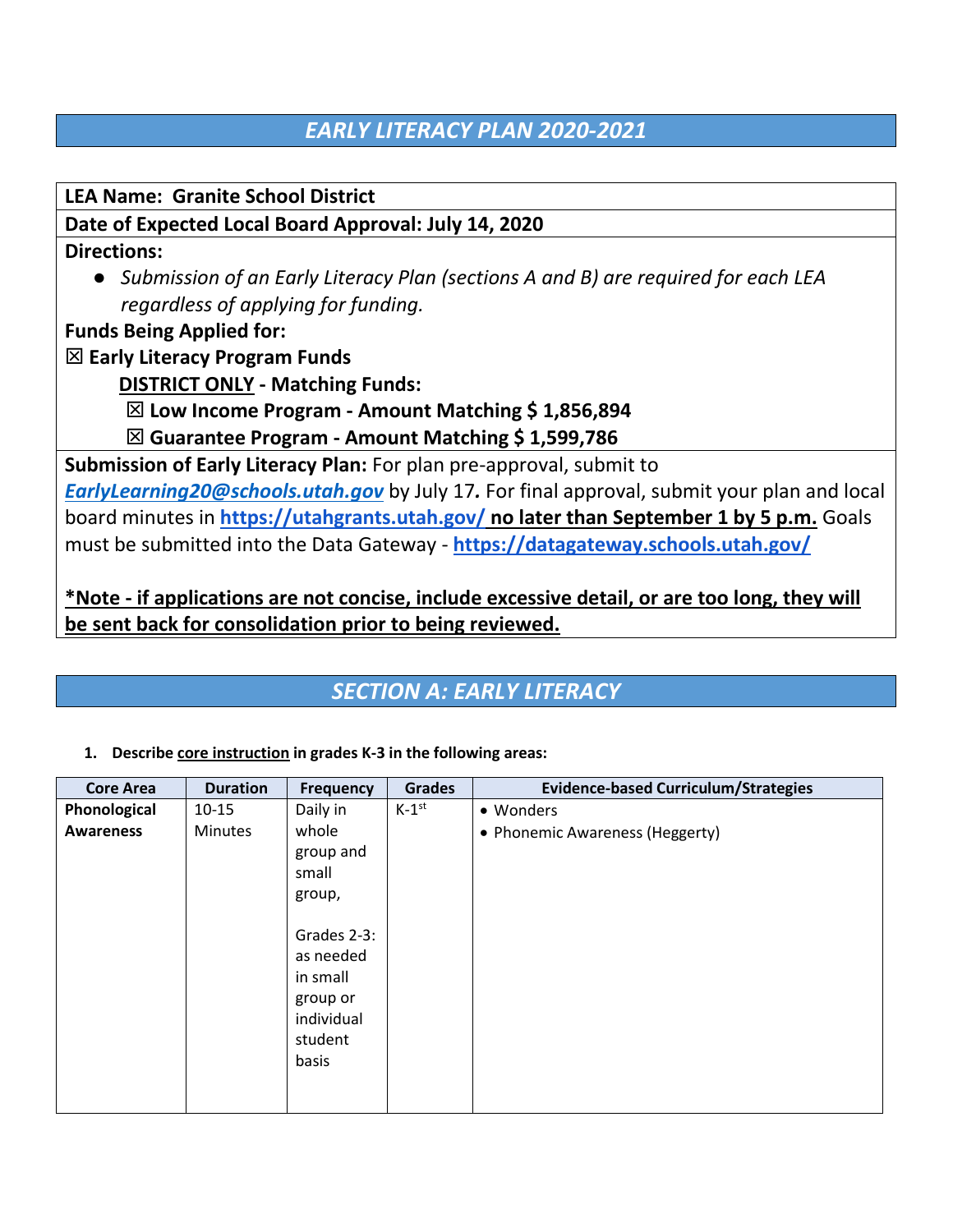# *EARLY LITERACY PLAN 2020-2021*

**LEA Name: Granite School District**

**Date of Expected Local Board Approval: July 14, 2020**

**Directions:**

- *Submission of an Early Literacy Plan (sections A and B) are required for each LEA regardless of applying for funding.*

**Funds Being Applied for:**

☒ **Early Literacy Program Funds**

**DISTRICT ONLY - Matching Funds:**

☒ **Low Income Program - Amount Matching $ 1,856,894**

☒ **Guarantee Program - Amount Matching $ 1,599,786**

**Submission of Early Literacy Plan:** For plan pre-approval, submit to ***EarlyLearning20@schools.utah.gov*** by July 17**.** For final approval, submit your plan and local board minutes in **https://utahgrants.utah.gov/ no later than September 1 by 5 p.m.** Goals must be submitted into the Data Gateway - **https://datagateway.schools.utah.gov/**

**\*Note - if applications are not concise, include excessive detail, or are too long, they will be sent back for consolidation prior to being reviewed.**

## *SECTION A: EARLY LITERACY*

1. **Describe core instruction in grades K-3 in the following areas:**

| Core Area | Duration | Frequency | Grades | Evidence-based Curriculum/Strategies |
|---|---|---|---|---|
| **Phonological Awareness** | 10-15 Minutes | Daily in whole group and small group,<br><br>Grades 2-3: as needed in small group or individual student basis | K-1st | • Wonders<br>• Phonemic Awareness (Heggerty) |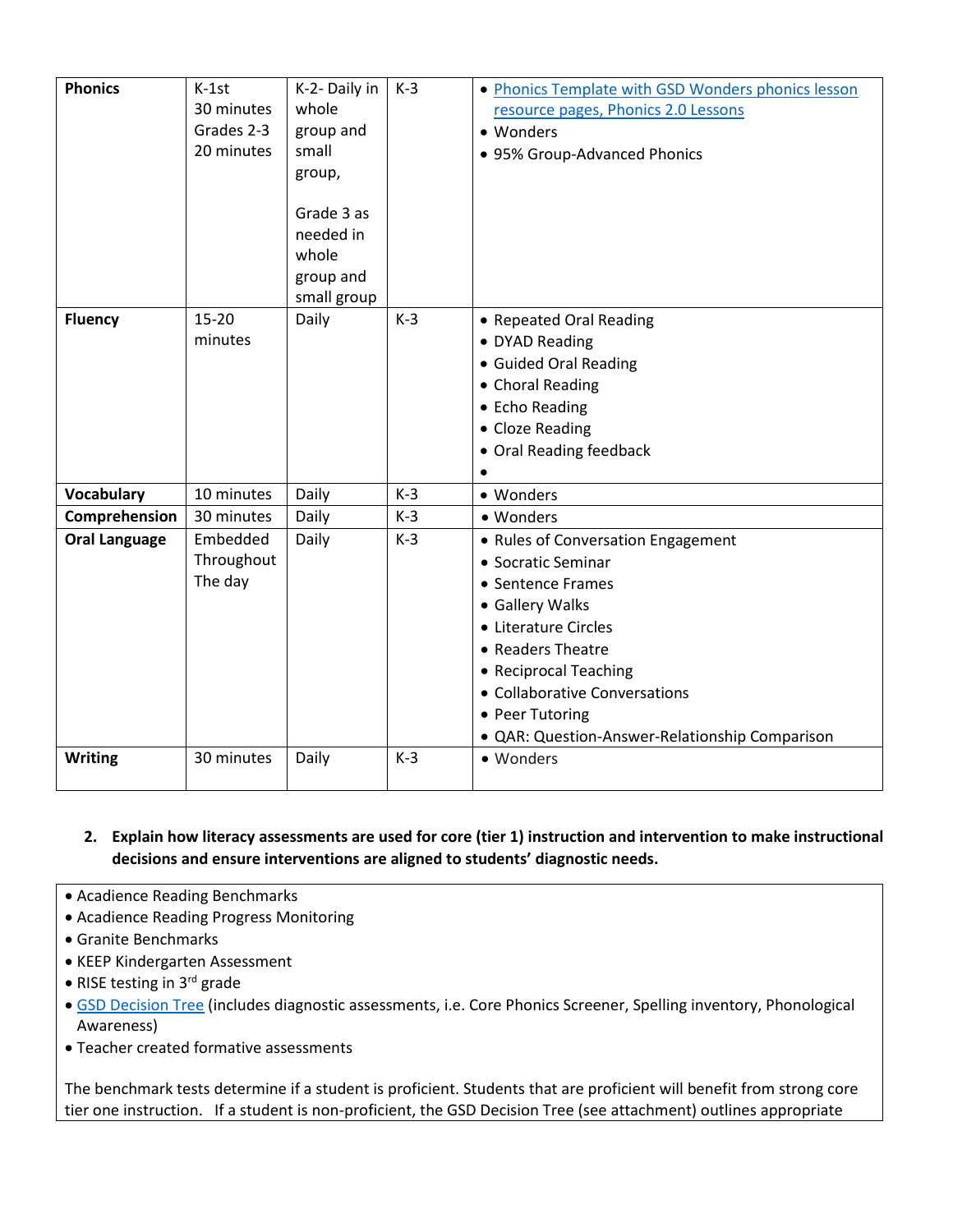| | | | | |
|---|---|---|---|---|
| **Phonics** | K-1st 30 minutes Grades 2-3 20 minutes | K-2- Daily in whole group and small group, Grade 3 as needed in whole group and small group | K-3 | • Phonics Template with GSD Wonders phonics lesson resource pages, Phonics 2.0 Lessons<br>• Wonders<br>• 95% Group-Advanced Phonics |
| **Fluency** | 15-20 minutes | Daily | K-3 | • Repeated Oral Reading<br>• DYAD Reading<br>• Guided Oral Reading<br>• Choral Reading<br>• Echo Reading<br>• Cloze Reading<br>• Oral Reading feedback<br>• |
| **Vocabulary** | 10 minutes | Daily | K-3 | • Wonders |
| **Comprehension** | 30 minutes | Daily | K-3 | • Wonders |
| **Oral Language** | Embedded Throughout The day | Daily | K-3 | • Rules of Conversation Engagement<br>• Socratic Seminar<br>• Sentence Frames<br>• Gallery Walks<br>• Literature Circles<br>• Readers Theatre<br>• Reciprocal Teaching<br>• Collaborative Conversations<br>• Peer Tutoring<br>• QAR: Question-Answer-Relationship Comparison |
| **Writing** | 30 minutes | Daily | K-3 | • Wonders |

2. **Explain how literacy assessments are used for core (tier 1) instruction and intervention to make instructional decisions and ensure interventions are aligned to students' diagnostic needs.**

- Acadience Reading Benchmarks
- Acadience Reading Progress Monitoring
- Granite Benchmarks
- KEEP Kindergarten Assessment
- RISE testing in 3rd grade
- GSD Decision Tree (includes diagnostic assessments, i.e. Core Phonics Screener, Spelling inventory, Phonological Awareness)
- Teacher created formative assessments

The benchmark tests determine if a student is proficient. Students that are proficient will benefit from strong core tier one instruction. If a student is non-proficient, the GSD Decision Tree (see attachment) outlines appropriate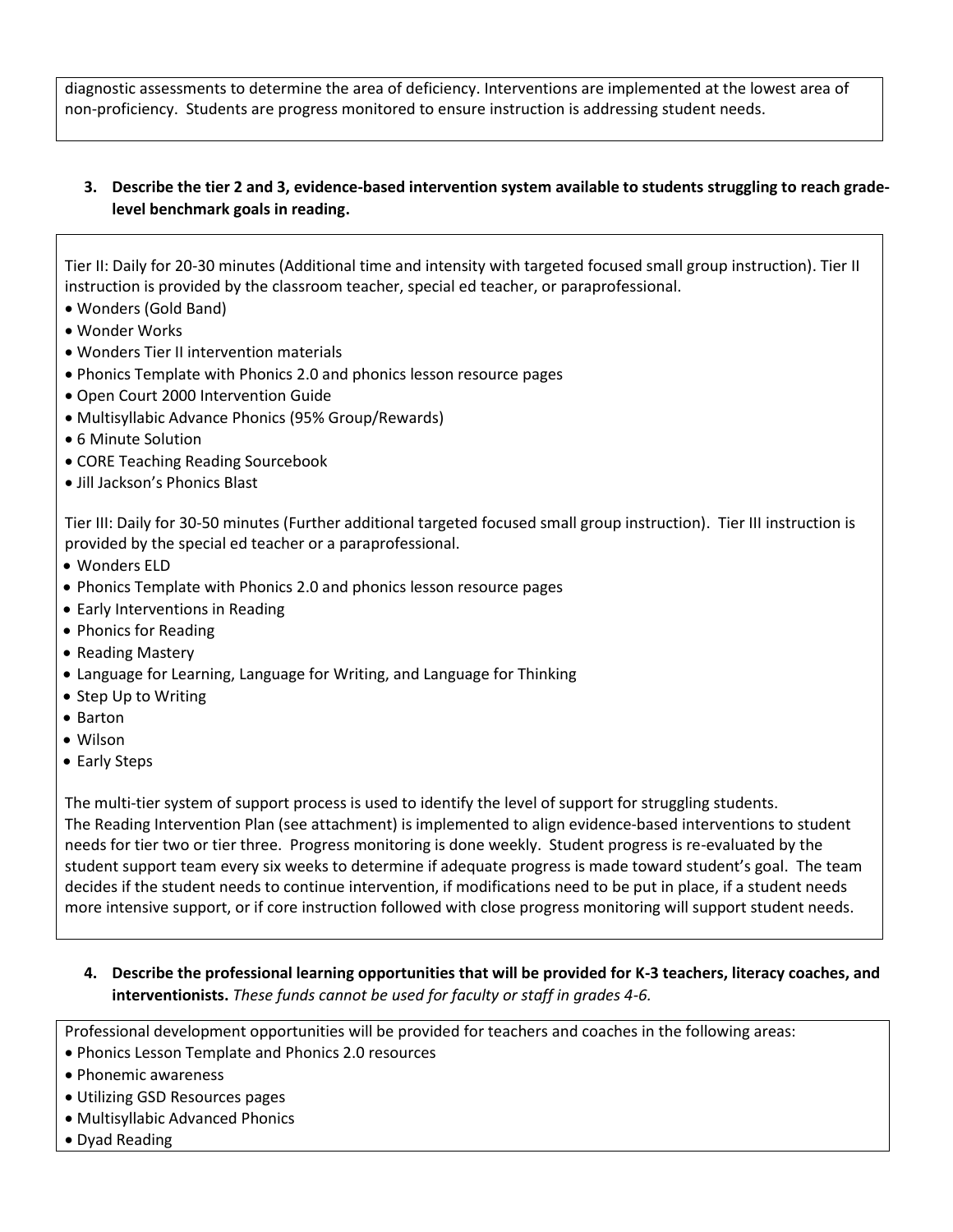diagnostic assessments to determine the area of deficiency. Interventions are implemented at the lowest area of non-proficiency. Students are progress monitored to ensure instruction is addressing student needs.

**3. Describe the tier 2 and 3, evidence-based intervention system available to students struggling to reach grade-level benchmark goals in reading.**

Tier II: Daily for 20-30 minutes (Additional time and intensity with targeted focused small group instruction). Tier II instruction is provided by the classroom teacher, special ed teacher, or paraprofessional.

- Wonders (Gold Band)
- Wonder Works
- Wonders Tier II intervention materials
- Phonics Template with Phonics 2.0 and phonics lesson resource pages
- Open Court 2000 Intervention Guide
- Multisyllabic Advance Phonics (95% Group/Rewards)
- 6 Minute Solution
- CORE Teaching Reading Sourcebook
- Jill Jackson's Phonics Blast

Tier III: Daily for 30-50 minutes (Further additional targeted focused small group instruction). Tier III instruction is provided by the special ed teacher or a paraprofessional.

- Wonders ELD
- Phonics Template with Phonics 2.0 and phonics lesson resource pages
- Early Interventions in Reading
- Phonics for Reading
- Reading Mastery
- Language for Learning, Language for Writing, and Language for Thinking
- Step Up to Writing
- Barton
- Wilson
- Early Steps

The multi-tier system of support process is used to identify the level of support for struggling students.
The Reading Intervention Plan (see attachment) is implemented to align evidence-based interventions to student needs for tier two or tier three. Progress monitoring is done weekly. Student progress is re-evaluated by the student support team every six weeks to determine if adequate progress is made toward student's goal. The team decides if the student needs to continue intervention, if modifications need to be put in place, if a student needs more intensive support, or if core instruction followed with close progress monitoring will support student needs.

**4. Describe the professional learning opportunities that will be provided for K-3 teachers, literacy coaches, and interventionists.** *These funds cannot be used for faculty or staff in grades 4-6.*

Professional development opportunities will be provided for teachers and coaches in the following areas:

- Phonics Lesson Template and Phonics 2.0 resources
- Phonemic awareness
- Utilizing GSD Resources pages
- Multisyllabic Advanced Phonics
- Dyad Reading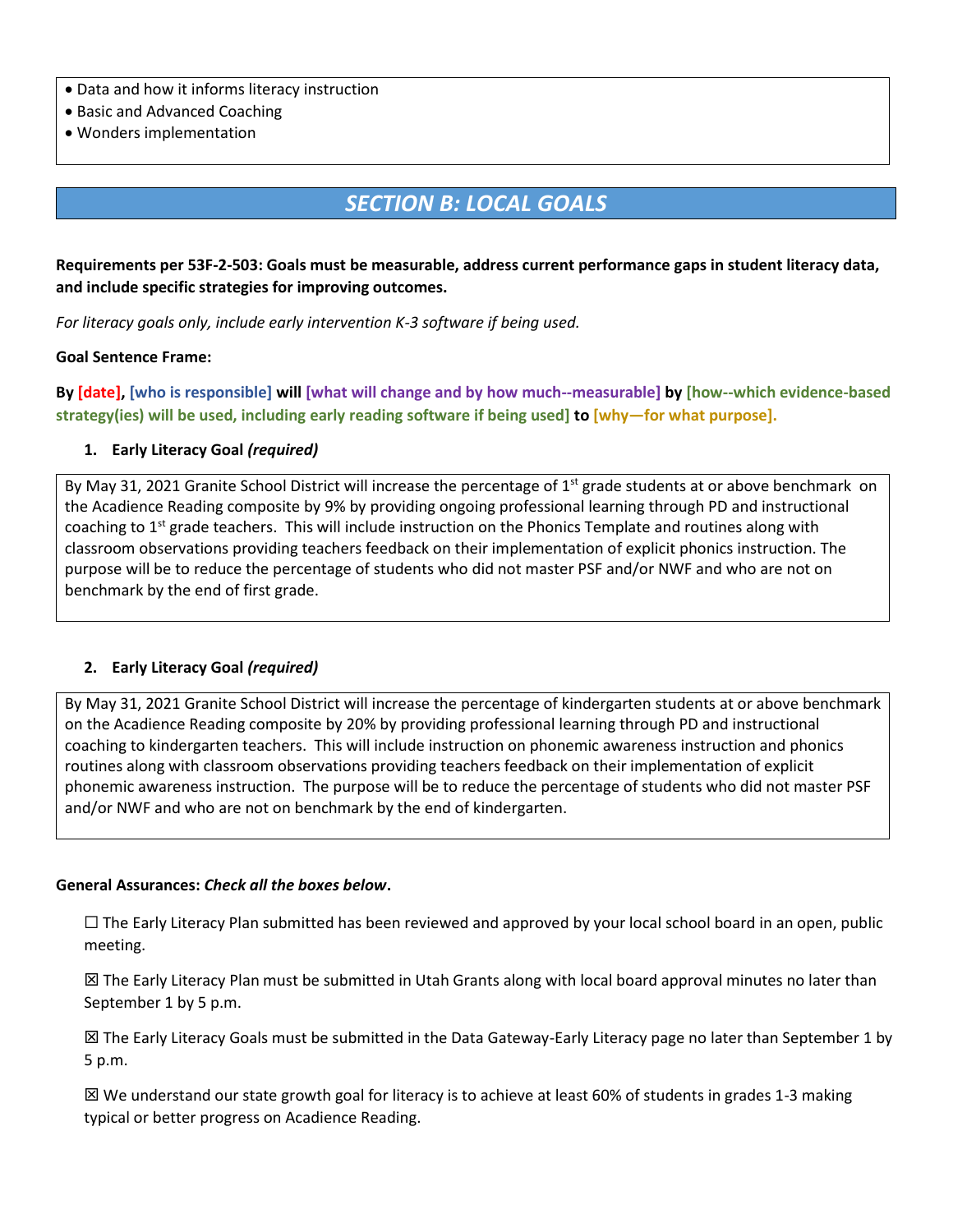- Data and how it informs literacy instruction
- Basic and Advanced Coaching
- Wonders implementation

## SECTION B: LOCAL GOALS

**Requirements per 53F-2-503: Goals must be measurable, address current performance gaps in student literacy data, and include specific strategies for improving outcomes.**

*For literacy goals only, include early intervention K-3 software if being used.*

**Goal Sentence Frame:**

**By [date], [who is responsible] will [what will change and by how much--measurable] by [how--which evidence-based strategy(ies) will be used, including early reading software if being used] to [why—for what purpose].**

1. **Early Literacy Goal *(required)***

By May 31, 2021 Granite School District will increase the percentage of 1st grade students at or above benchmark on the Acadience Reading composite by 9% by providing ongoing professional learning through PD and instructional coaching to 1st grade teachers. This will include instruction on the Phonics Template and routines along with classroom observations providing teachers feedback on their implementation of explicit phonics instruction. The purpose will be to reduce the percentage of students who did not master PSF and/or NWF and who are not on benchmark by the end of first grade.

2. **Early Literacy Goal *(required)***

By May 31, 2021 Granite School District will increase the percentage of kindergarten students at or above benchmark on the Acadience Reading composite by 20% by providing professional learning through PD and instructional coaching to kindergarten teachers. This will include instruction on phonemic awareness instruction and phonics routines along with classroom observations providing teachers feedback on their implementation of explicit phonemic awareness instruction. The purpose will be to reduce the percentage of students who did not master PSF and/or NWF and who are not on benchmark by the end of kindergarten.

**General Assurances: *Check all the boxes below*.**

☐ The Early Literacy Plan submitted has been reviewed and approved by your local school board in an open, public meeting.

☒ The Early Literacy Plan must be submitted in Utah Grants along with local board approval minutes no later than September 1 by 5 p.m.

☒ The Early Literacy Goals must be submitted in the Data Gateway-Early Literacy page no later than September 1 by 5 p.m.

☒ We understand our state growth goal for literacy is to achieve at least 60% of students in grades 1-3 making typical or better progress on Acadience Reading.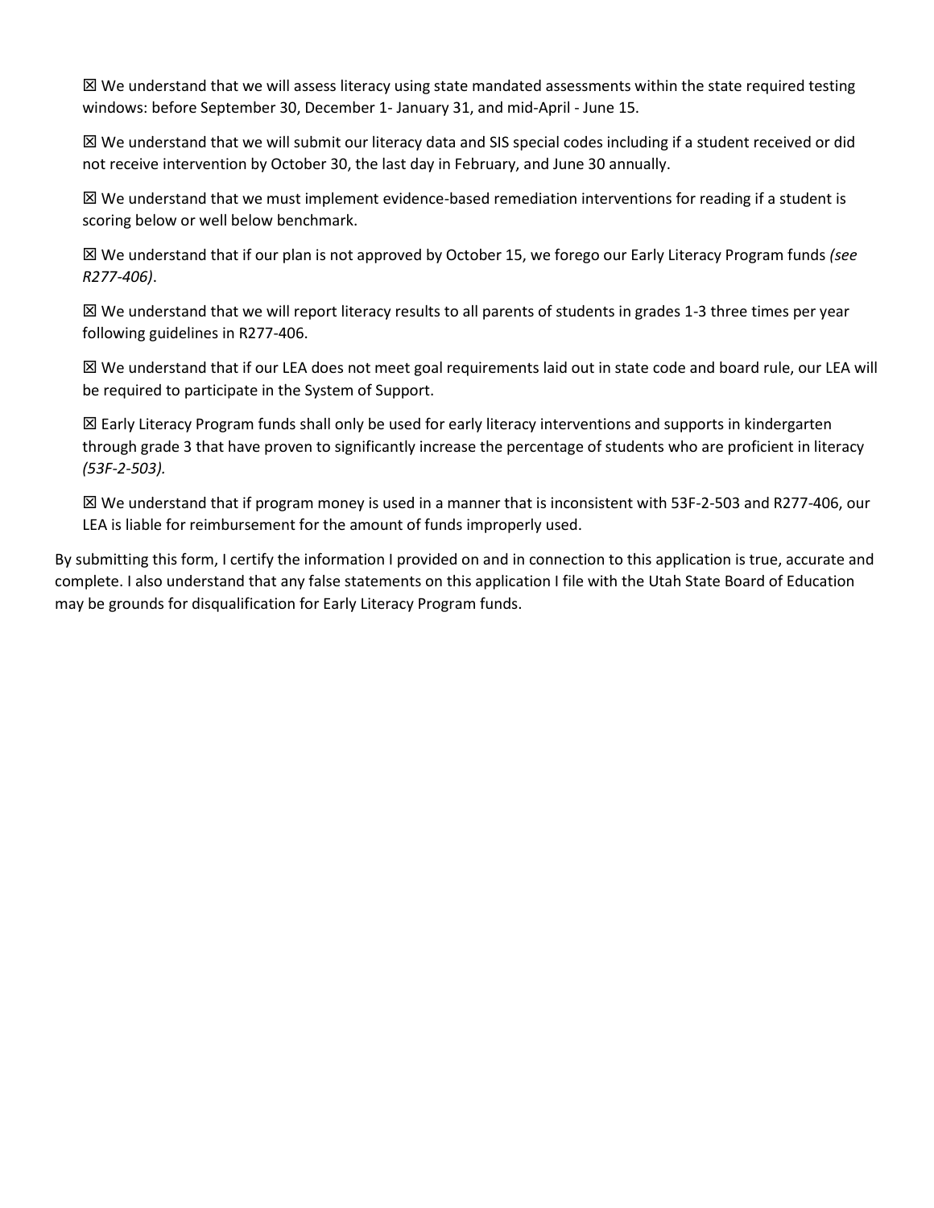☒ We understand that we will assess literacy using state mandated assessments within the state required testing windows: before September 30, December 1- January 31, and mid-April - June 15.

☒ We understand that we will submit our literacy data and SIS special codes including if a student received or did not receive intervention by October 30, the last day in February, and June 30 annually.

☒ We understand that we must implement evidence-based remediation interventions for reading if a student is scoring below or well below benchmark.

☒ We understand that if our plan is not approved by October 15, we forego our Early Literacy Program funds *(see R277-406)*.

☒ We understand that we will report literacy results to all parents of students in grades 1-3 three times per year following guidelines in R277-406.

☒ We understand that if our LEA does not meet goal requirements laid out in state code and board rule, our LEA will be required to participate in the System of Support.

☒ Early Literacy Program funds shall only be used for early literacy interventions and supports in kindergarten through grade 3 that have proven to significantly increase the percentage of students who are proficient in literacy *(53F-2-503).*

☒ We understand that if program money is used in a manner that is inconsistent with 53F-2-503 and R277-406, our LEA is liable for reimbursement for the amount of funds improperly used.

By submitting this form, I certify the information I provided on and in connection to this application is true, accurate and complete. I also understand that any false statements on this application I file with the Utah State Board of Education may be grounds for disqualification for Early Literacy Program funds.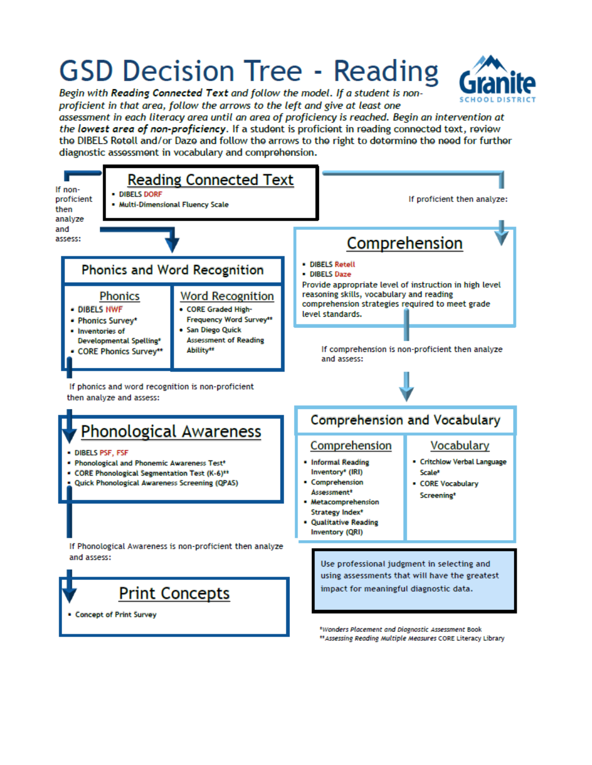# GSD Decision Tree - Reading

*Begin with **Reading Connected Text** and follow the model. If a student is non-proficient in that area, follow the arrows to the left and give at least one assessment in each literacy area until an area of proficiency is reached. Begin an intervention at the **lowest area of non-proficiency**.* If a student is proficient in reading connected text, review the DIBELS Retell and/or Daze and follow the arrows to the right to determine the need for further diagnostic assessment in vocabulary and comprehension.

## Reading Connected Text

- DIBELS DORF
- Multi-Dimensional Fluency Scale

If non-proficient then analyze and assess:

## Phonics and Word Recognition

### Phonics

- DIBELS NWF
- Phonics Survey*
- Inventories of Developmental Spelling*
- CORE Phonics Survey**

### Word Recognition

- CORE Graded High-Frequency Word Survey**
- San Diego Quick Assessment of Reading Ability**

If phonics and word recognition is non-proficient then analyze and assess:

## Phonological Awareness

- DIBELS PSF, FSF
- Phonological and Phonemic Awareness Test*
- CORE Phonological Segmentation Test (K-6)**
- Quick Phonological Awareness Screening (QPAS)

If Phonological Awareness is non-proficient then analyze and assess:

## Print Concepts

- Concept of Print Survey

---

If proficient then analyze:

## Comprehension

- DIBELS Retell
- DIBELS Daze

Provide appropriate level of instruction in high level reasoning skills, vocabulary and reading comprehension strategies required to meet grade level standards.

If comprehension is non-proficient then analyze and assess:

## Comprehension and Vocabulary

### Comprehension

- Informal Reading Inventory* (IRI)
- Comprehension Assessment*
- Metacomprehension Strategy Index*
- Qualitative Reading Inventory (QRI)

### Vocabulary

- Critchlow Verbal Language Scale*
- CORE Vocabulary Screening*

Use professional judgment in selecting and using assessments that will have the greatest impact for meaningful diagnostic data.

*\*Wonders Placement and Diagnostic Assessment Book*

*\*\*Assessing Reading Multiple Measures* CORE Literacy Library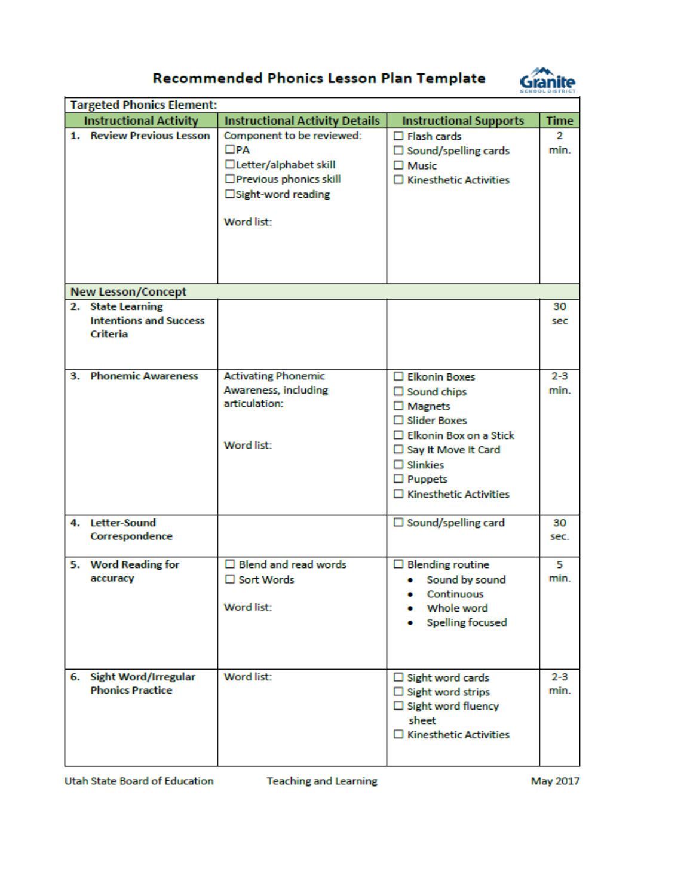# Recommended Phonics Lesson Plan Template

| Targeted Phonics Element: | | | |
|---|---|---|---|
| **Instructional Activity** | **Instructional Activity Details** | **Instructional Supports** | **Time** |
| **1. Review Previous Lesson** | Component to be reviewed:<br>☐PA<br>☐Letter/alphabet skill<br>☐Previous phonics skill<br>☐Sight-word reading<br><br>Word list: | ☐ Flash cards<br>☐ Sound/spelling cards<br>☐ Music<br>☐ Kinesthetic Activities | 2 min. |
| **New Lesson/Concept** | | | |
| **2. State Learning Intentions and Success Criteria** | | | 30 sec |
| **3. Phonemic Awareness** | Activating Phonemic Awareness, including articulation:<br><br>Word list: | ☐ Elkonin Boxes<br>☐ Sound chips<br>☐ Magnets<br>☐ Slider Boxes<br>☐ Elkonin Box on a Stick<br>☐ Say It Move It Card<br>☐ Slinkies<br>☐ Puppets<br>☐ Kinesthetic Activities | 2-3 min. |
| **4. Letter-Sound Correspondence** | | ☐ Sound/spelling card | 30 sec. |
| **5. Word Reading for accuracy** | ☐ Blend and read words<br>☐ Sort Words<br><br>Word list: | ☐ Blending routine<br>• Sound by sound<br>• Continuous<br>• Whole word<br>• Spelling focused | 5 min. |
| **6. Sight Word/Irregular Phonics Practice** | Word list: | ☐ Sight word cards<br>☐ Sight word strips<br>☐ Sight word fluency sheet<br>☐ Kinesthetic Activities | 2-3 min. |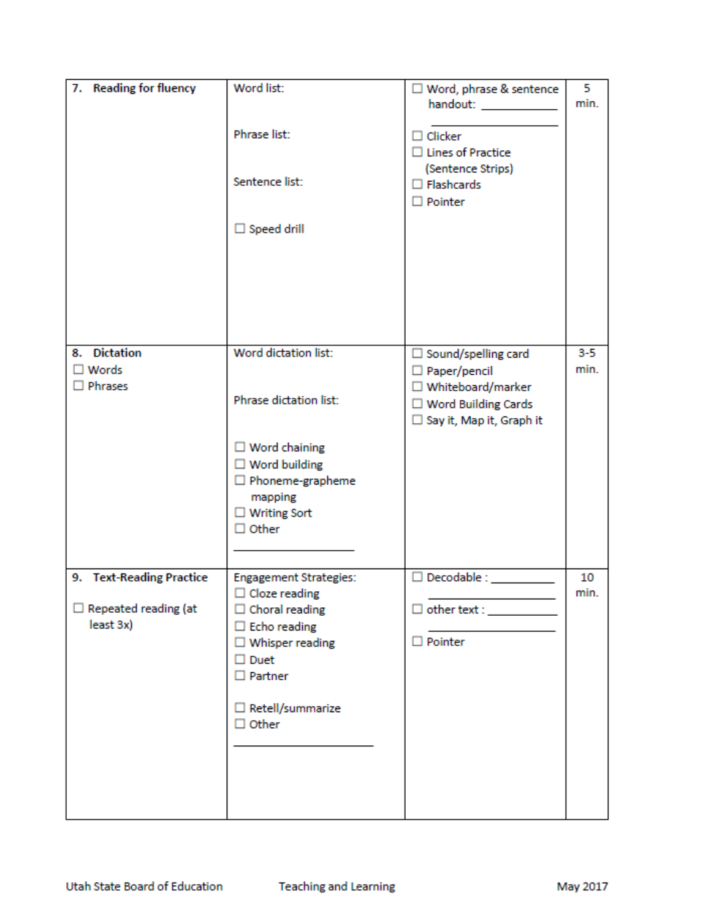| 7. **Reading for fluency** | Word list:<br><br>Phrase list:<br><br>Sentence list:<br><br>☐ Speed drill | ☐ Word, phrase & sentence handout: ____________<br>______________<br>☐ Clicker<br>☐ Lines of Practice (Sentence Strips)<br>☐ Flashcards<br>☐ Pointer | 5 min. |
|---|---|---|---|
| 8. **Dictation**<br>☐ Words<br>☐ Phrases | Word dictation list:<br><br>Phrase dictation list:<br><br>☐ Word chaining<br>☐ Word building<br>☐ Phoneme-grapheme mapping<br>☐ Writing Sort<br>☐ Other<br>______________ | ☐ Sound/spelling card<br>☐ Paper/pencil<br>☐ Whiteboard/marker<br>☐ Word Building Cards<br>☐ Say it, Map it, Graph it | 3-5 min. |
| 9. **Text-Reading Practice**<br><br>☐ Repeated reading (at least 3x) | Engagement Strategies:<br>☐ Cloze reading<br>☐ Choral reading<br>☐ Echo reading<br>☐ Whisper reading<br>☐ Duet<br>☐ Partner<br><br>☐ Retell/summarize<br>☐ Other<br>______________ | ☐ Decodable : __________<br>______________<br>☐ other text : __________<br>______________<br>☐ Pointer | 10 min. |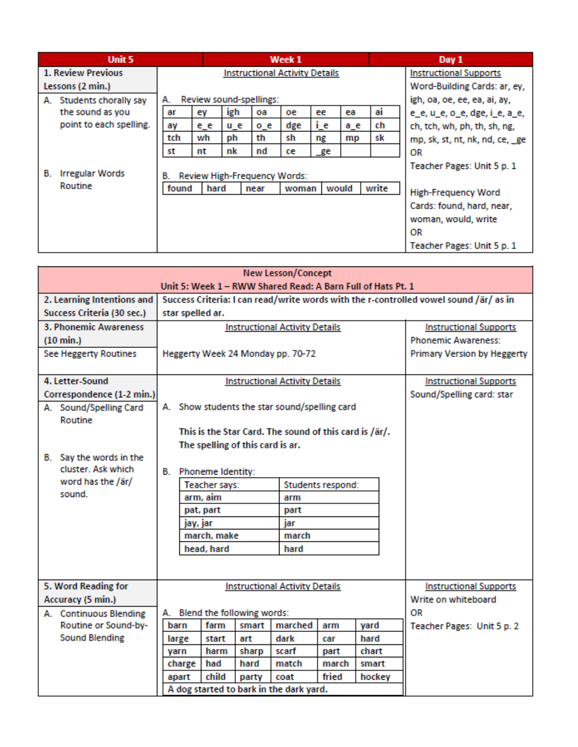| Unit 5 | Week 1 | Day 1 |
|---|---|---|
| **1. Review Previous Lessons (2 min.)** | Instructional Activity Details | Instructional Supports |
| A. Students chorally say the sound as you point to each spelling.<br><br>B. Irregular Words Routine | A. Review sound-spellings: ar, ey, igh, oa, oe, ee, ea, ai, ay, e_e, u_e, o_e, dge, i_e, a_e, ch, tch, wh, ph, th, sh, ng, mp, sk, st, nt, nk, nd, ce, _ge<br><br>B. Review High-Frequency Words: found, hard, near, woman, would, write | Word-Building Cards: ar, ey, igh, oa, oe, ee, ea, ai, ay, e_e, u_e, o_e, dge, i_e, a_e, ch, tch, wh, ph, th, sh, ng, mp, sk, st, nt, nk, nd, ce, _ge<br>OR<br>Teacher Pages: Unit 5 p. 1<br><br>High-Frequency Word Cards: found, hard, near, woman, would, write<br>OR<br>Teacher Pages: Unit 5 p. 1 |

A. Review sound-spellings:

| ar | ey | igh | oa | oe | ee | ea | ai |
|---|---|---|---|---|---|---|---|
| ay | e_e | u_e | o_e | dge | i_e | a_e | ch |
| tch | wh | ph | th | sh | ng | mp | sk |
| st | nt | nk | nd | ce | _ge | | |

B. Review High-Frequency Words:

| found | hard | near | woman | would | write |
|---|---|---|---|---|---|

## New Lesson/Concept

### Unit 5: Week 1 – RWW Shared Read: A Barn Full of Hats Pt. 1

| **2. Learning Intentions and Success Criteria (30 sec.)** | **Success Criteria: I can read/write words with the r-controlled vowel sound /är/ as in star spelled ar.** | |
|---|---|---|
| **3. Phonemic Awareness (10 min.)** | Instructional Activity Details | Instructional Supports |
| See Heggerty Routines | Heggerty Week 24 Monday pp. 70-72 | Phonemic Awareness: Primary Version by Heggerty |
| **4. Letter-Sound Correspondence (1-2 min.)** | Instructional Activity Details | Instructional Supports |
| A. Sound/Spelling Card Routine<br><br>B. Say the words in the cluster. Ask which word has the /är/ sound. | A. Show students the star sound/spelling card<br><br>**This is the Star Card. The sound of this card is /är/. The spelling of this card is ar.**<br><br>B. Phoneme Identity (see table below) | Sound/Spelling card: star |
| **5. Word Reading for Accuracy (5 min.)** | Instructional Activity Details | Instructional Supports |
| A. Continuous Blending Routine or Sound-by-Sound Blending | A. Blend the following words (see table below) | Write on whiteboard<br>OR<br>Teacher Pages: Unit 5 p. 2 |

B. Phoneme Identity:

| Teacher says: | Students respond: |
|---|---|
| arm, aim | arm |
| pat, part | part |
| jay, jar | jar |
| march, make | march |
| head, hard | hard |

A. Blend the following words:

| barn | farm | smart | marched | arm | yard |
|---|---|---|---|---|---|
| large | start | art | dark | car | hard |
| yarn | harm | sharp | scarf | part | chart |
| charge | had | hard | match | march | smart |
| apart | child | party | coat | fried | hockey |
| A dog started to bark in the dark yard. | | | | | |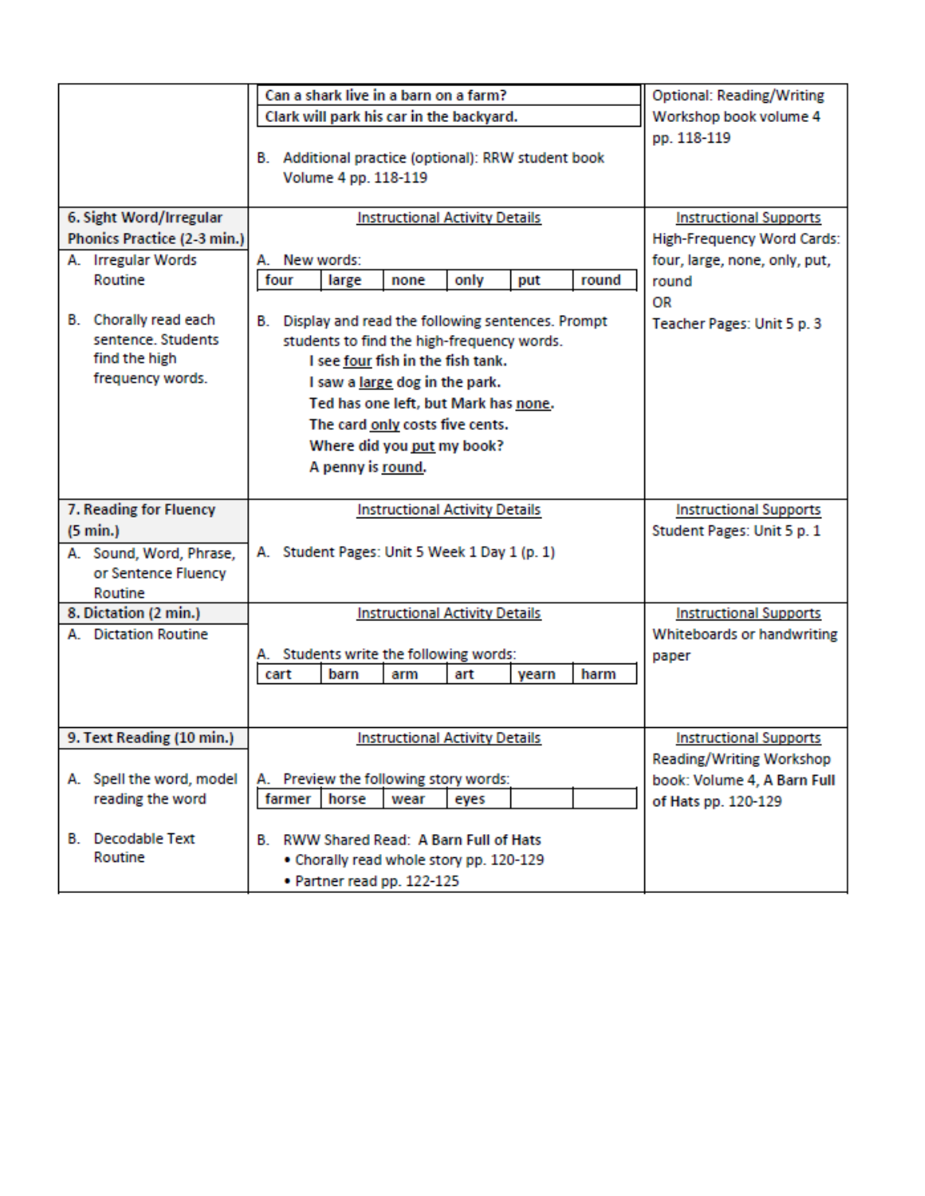| | | |
|---|---|---|
| | Can a shark live in a barn on a farm?<br>Clark will park his car in the backyard.<br><br>B. Additional practice (optional): RRW student book Volume 4 pp. 118-119 | Optional: Reading/Writing Workshop book volume 4 pp. 118-119 |
| **6. Sight Word/Irregular Phonics Practice (2-3 min.)**<br><br>A. Irregular Words Routine<br><br>B. Chorally read each sentence. Students find the high frequency words. | Instructional Activity Details<br><br>A. New words:<br>four \| large \| none \| only \| put \| round<br><br>B. Display and read the following sentences. Prompt students to find the high-frequency words.<br>**I see <u>four</u> fish in the fish tank.**<br>**I saw a <u>large</u> dog in the park.**<br>**Ted has one left, but Mark has <u>none</u>.**<br>**The card <u>only</u> costs five cents.**<br>**Where did you <u>put</u> my book?**<br>**A penny is <u>round</u>.** | Instructional Supports<br>High-Frequency Word Cards: four, large, none, only, put, round<br>OR<br>Teacher Pages: Unit 5 p. 3 |
| **7. Reading for Fluency (5 min.)**<br><br>A. Sound, Word, Phrase, or Sentence Fluency Routine | Instructional Activity Details<br><br>A. Student Pages: Unit 5 Week 1 Day 1 (p. 1) | Instructional Supports<br>Student Pages: Unit 5 p. 1 |
| **8. Dictation (2 min.)**<br><br>A. Dictation Routine | Instructional Activity Details<br><br>A. Students write the following words:<br>cart \| barn \| arm \| art \| yearn \| harm | Instructional Supports<br>Whiteboards or handwriting paper |
| **9. Text Reading (10 min.)**<br><br>A. Spell the word, model reading the word<br><br>B. Decodable Text Routine | Instructional Activity Details<br><br>A. Preview the following story words:<br>farmer \| horse \| wear \| eyes<br><br>B. RWW Shared Read: **A Barn Full of Hats**<br>• Chorally read whole story pp. 120-129<br>• Partner read pp. 122-125 | Instructional Supports<br>Reading/Writing Workshop book: Volume 4, **A Barn Full of Hats** pp. 120-129 |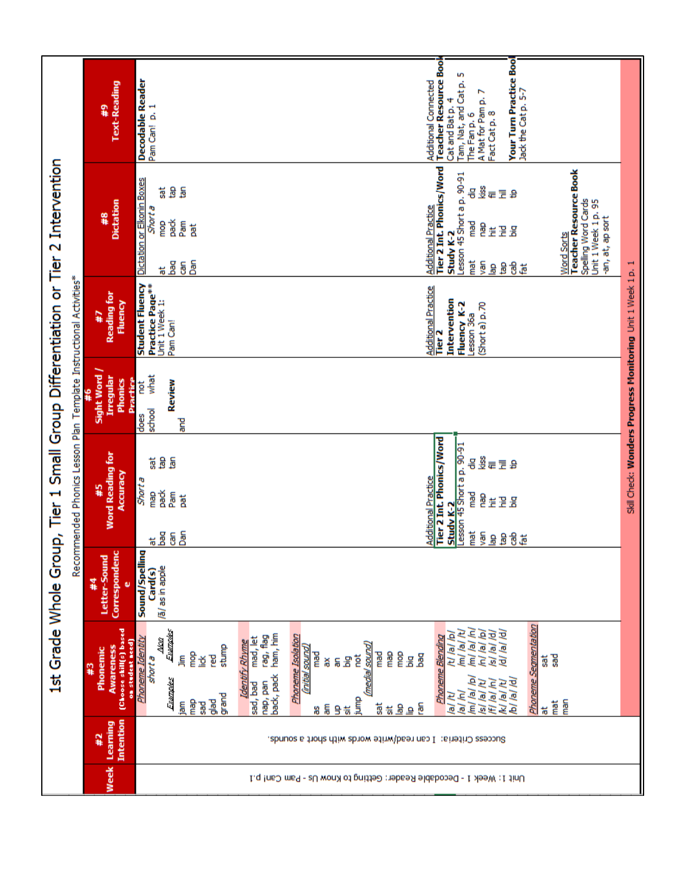# 1st Grade Whole Group, Tier 1 Small Group Differentiation or Tier 2 Intervention

Recommended Phonics Lesson Plan Template Instructional Activities*

| Week | #2 Learning Intention | #3 Phonemic Awareness (Choose skill(s) based on student need) | #4 Letter-Sound Correspondence | #5 Word Reading for Accuracy | #6 Sight Word / Irregular Phonics Practice | #7 Reading for Fluency | #8 Dictation | #9 Text-Reading |
|---|---|---|---|---|---|---|---|---|
| Unit 1: Week 1 - Decodable Reader: Getting to Know Us - Pam Can! p.1 | Success Criteria: I can read/write words with short a sounds. | *Phoneme Identity* short a: Examples: jam, map, sad, glad, grand; Non Examples: Jim, mop, lick, red, stump<br><br>*Identify Rhyme* sad, bad / mad, let; nap, pan / rag, flag; back, pack / ham, him<br><br>*Phoneme Isolation* (initial sound): as, am, up, sit, jump / mad, ax, an, big, not<br>(medial sound): sat, sit, lap, lip, ran / mad, map, mop, big, bag<br><br>*Phoneme Blending* /a/ /t/, /a/ /n/, /m/ /a/ /p/, /s/ /a/ /t/, /f/ /a/ /n/, /k/ /a/ /t/, /b/ /a/ /d/ / /t/ /a/ /p/, /m/ /a/ /t/, /m/ /a/ /n/, /n/ /a/ /p/, /s/ /a/ /d/, /d/ /a/ /d/<br><br>*Phoneme Segmentation* at, mat, man / sat, sad | **Sound/Spelling Card(s)** /ă/ as in apple | *Short a*: at, bag, can, Dan, map, pack, Pam, pat, sat, tap, tan<br><br>Additional Practice **Tier 2 Int. Phonics/Word Study K-2** Lesson 45 Short a p. 90-91: mat, van, lap, tap, cab, fat, mad, nap, hit, hid, big, dig, kiss, fill, hill, tip | does, not, school, what<br><br>**Review** and | **Student Fluency Practice Page\*\*** Unit 1 Week 1: Pam Can!<br><br>Additional Practice **Tier 2 Intervention Fluency K-2** Lesson 36a (Short a) p.70 | *Dictation or Elkonin Boxes* *Short a*: at, bag, can, Dan, mop, pack, Pam, pat, sat, tap, tan<br><br>Additional Practice **Tier 2 Int. Phonics/Word Study K-2** Lesson 45 Short a p. 90-91: mat, van, lap, tap, cab, fat, mad, nap, hit, hid, big, dig, kiss, fill, hill, tip<br><br>*Word Sorts* **Teacher Resource Book** Spelling Word Cards Unit 1 Week 1 p. 95 -an, at, ap sort | **Decodable Reader** Pam Can! p. 1<br><br>Additional Connected **Teacher Resource Book** Cat and Bat p. 4; Tam, Nat, and Cat p. 5; The Fan p. 6; A Mat for Pam p. 7; Fact Cat p. 8<br><br>**Your Turn Practice Book** Jack the Cat p. 5-7 |

Skill Check: **Wonders Progress Monitoring** Unit 1 Week 1 p. 1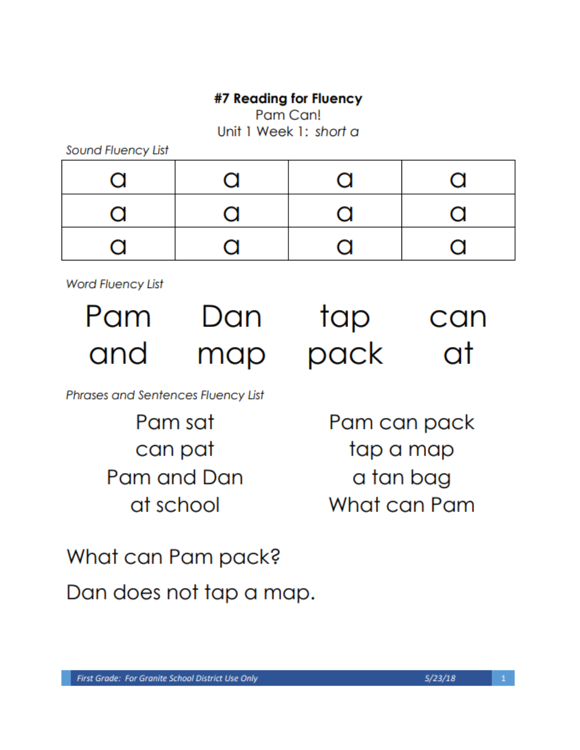**#7 Reading for Fluency**

Pam Can!

Unit 1 Week 1: *short a*

*Sound Fluency List*

| a | a | a | a |
|---|---|---|---|
| a | a | a | a |
| a | a | a | a |

*Word Fluency List*

Pam Dan tap can

and map pack at

*Phrases and Sentences Fluency List*

Pam sat

can pat

Pam and Dan

at school

Pam can pack

tap a map

a tan bag

What can Pam

What can Pam pack?

Dan does not tap a map.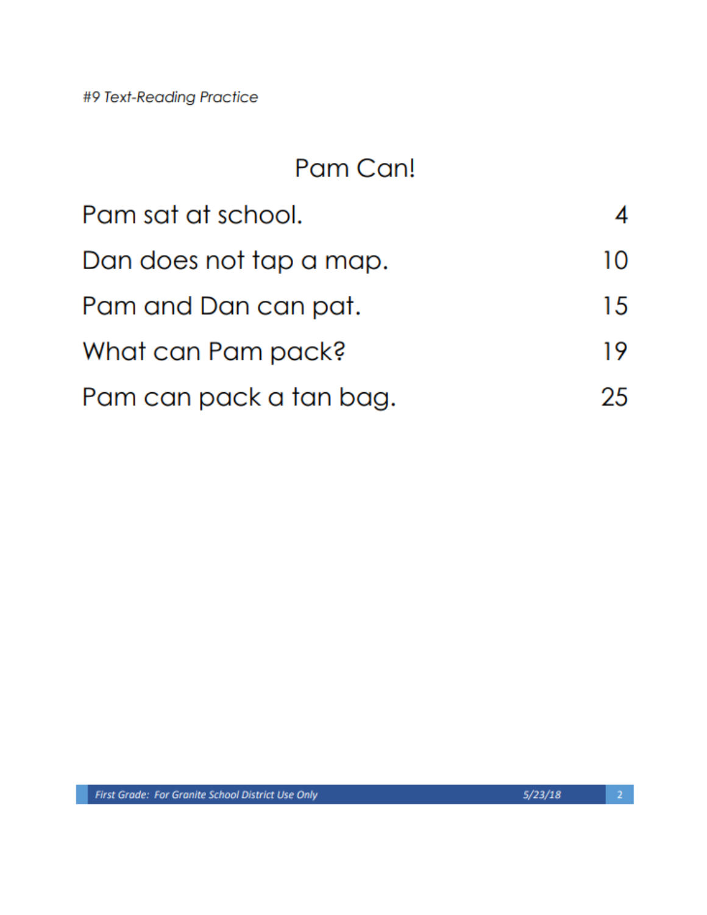*#9 Text-Reading Practice*

## Pam Can!

| | |
|---|---|
| Pam sat at school. | 4 |
| Dan does not tap a map. | 10 |
| Pam and Dan can pat. | 15 |
| What can Pam pack? | 19 |
| Pam can pack a tan bag. | 25 |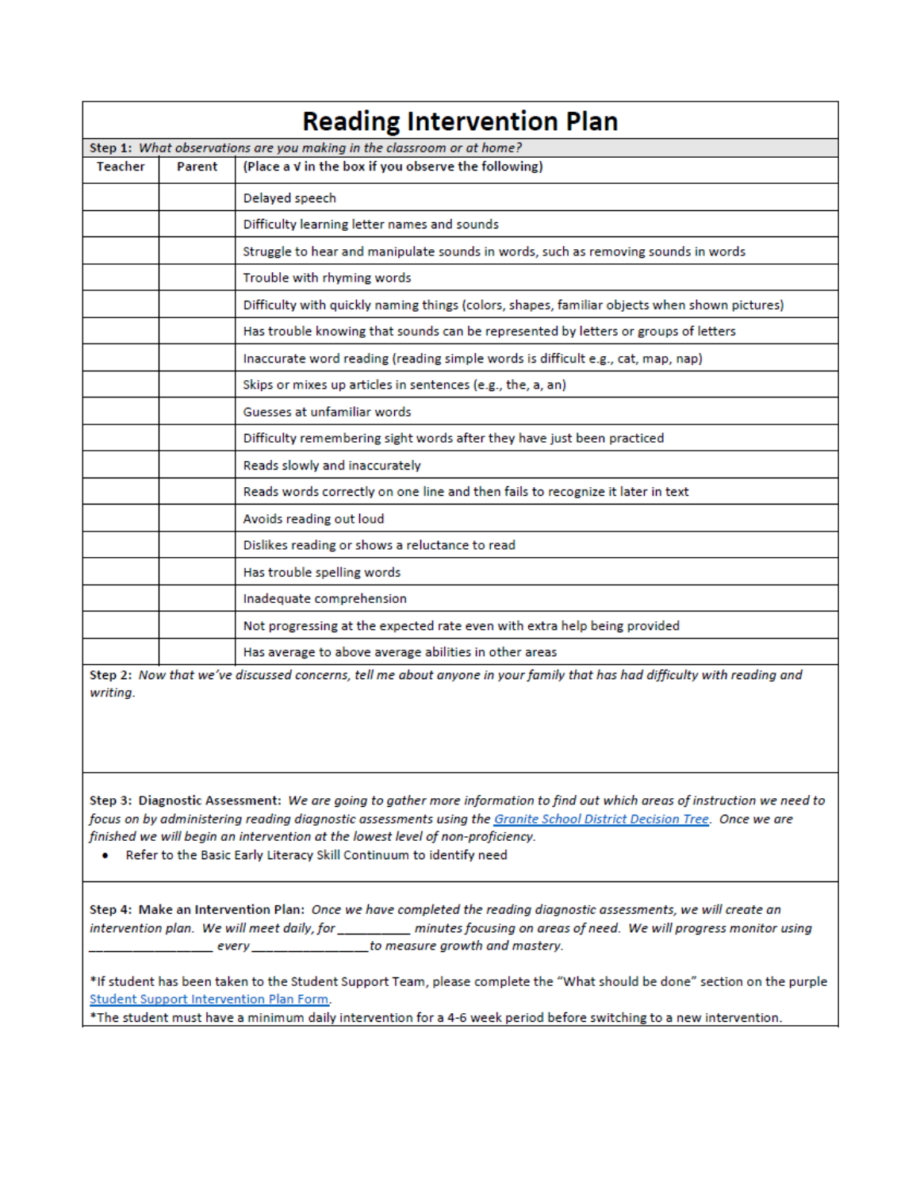# Reading Intervention Plan

**Step 1:** *What observations are you making in the classroom or at home?*

| Teacher | Parent | (Place a √ in the box if you observe the following) |
|---|---|---|
| | | Delayed speech |
| | | Difficulty learning letter names and sounds |
| | | Struggle to hear and manipulate sounds in words, such as removing sounds in words |
| | | Trouble with rhyming words |
| | | Difficulty with quickly naming things (colors, shapes, familiar objects when shown pictures) |
| | | Has trouble knowing that sounds can be represented by letters or groups of letters |
| | | Inaccurate word reading (reading simple words is difficult e.g., cat, map, nap) |
| | | Skips or mixes up articles in sentences (e.g., the, a, an) |
| | | Guesses at unfamiliar words |
| | | Difficulty remembering sight words after they have just been practiced |
| | | Reads slowly and inaccurately |
| | | Reads words correctly on one line and then fails to recognize it later in text |
| | | Avoids reading out loud |
| | | Dislikes reading or shows a reluctance to read |
| | | Has trouble spelling words |
| | | Inadequate comprehension |
| | | Not progressing at the expected rate even with extra help being provided |
| | | Has average to above average abilities in other areas |

**Step 2:** *Now that we've discussed concerns, tell me about anyone in your family that has had difficulty with reading and writing.*

**Step 3: Diagnostic Assessment:** *We are going to gather more information to find out which areas of instruction we need to focus on by administering reading diagnostic assessments using the [Granite School District Decision Tree](). Once we are finished we will begin an intervention at the lowest level of non-proficiency.*

- Refer to the Basic Early Literacy Skill Continuum to identify need

**Step 4: Make an Intervention Plan:** *Once we have completed the reading diagnostic assessments, we will create an intervention plan. We will meet daily, for __________ minutes focusing on areas of need. We will progress monitor using ________________ every ________________ to measure growth and mastery.*

*If student has been taken to the Student Support Team, please complete the "What should be done" section on the purple [Student Support Intervention Plan Form]().

*The student must have a minimum daily intervention for a 4-6 week period before switching to a new intervention.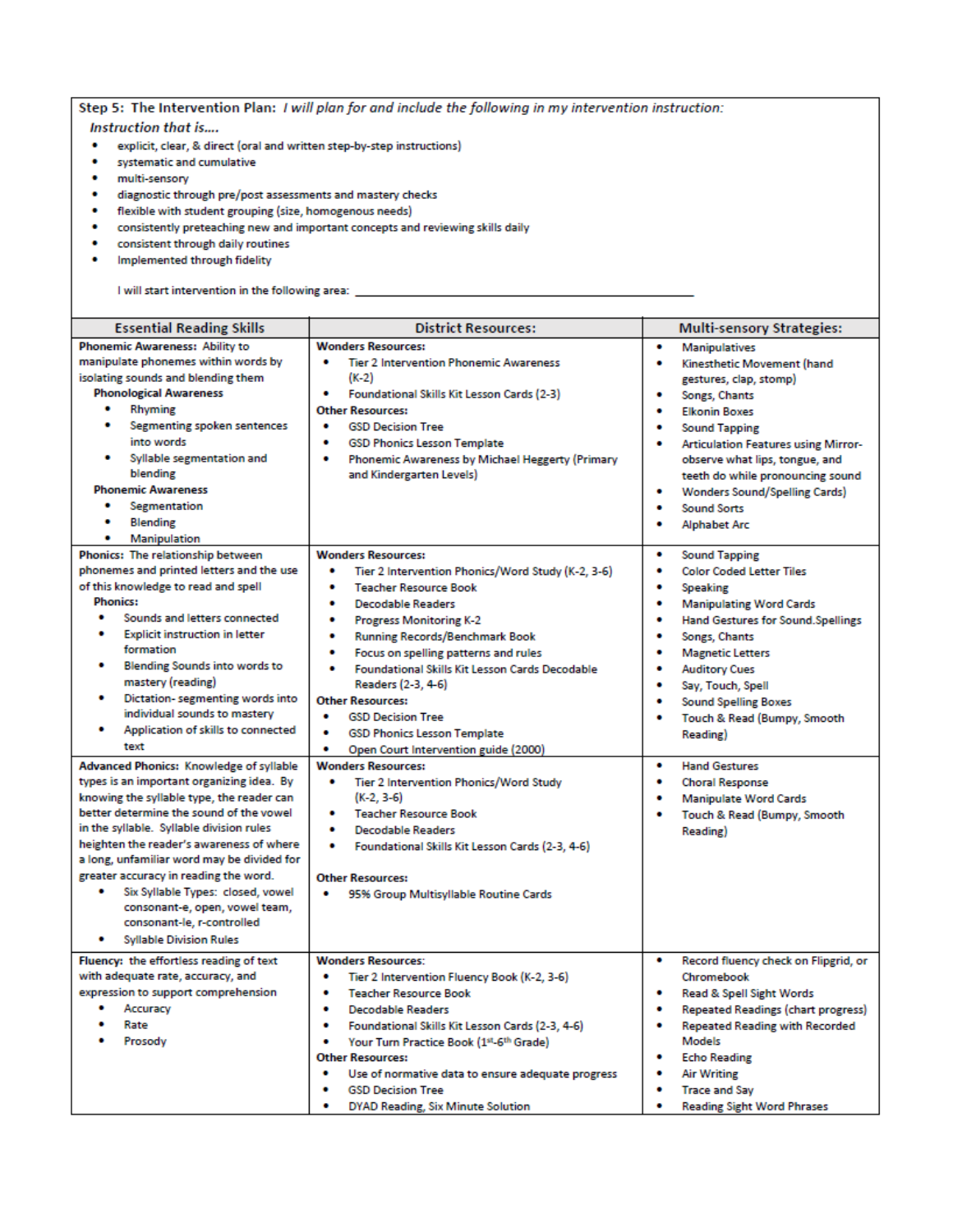**Step 5: The Intervention Plan:** *I will plan for and include the following in my intervention instruction:*

*Instruction that is….*

- explicit, clear, & direct (oral and written step-by-step instructions)
- systematic and cumulative
- multi-sensory
- diagnostic through pre/post assessments and mastery checks
- flexible with student grouping (size, homogenous needs)
- consistently preteaching new and important concepts and reviewing skills daily
- consistent through daily routines
- Implemented through fidelity

I will start intervention in the following area: ______________________________

| Essential Reading Skills | District Resources: | Multi-sensory Strategies: |
|---|---|---|
| **Phonemic Awareness:** Ability to manipulate phonemes within words by isolating sounds and blending them<br>**Phonological Awareness**<br>• Rhyming<br>• Segmenting spoken sentences into words<br>• Syllable segmentation and blending<br>**Phonemic Awareness**<br>• Segmentation<br>• Blending<br>• Manipulation | **Wonders Resources:**<br>• Tier 2 Intervention Phonemic Awareness (K-2)<br>• Foundational Skills Kit Lesson Cards (2-3)<br>**Other Resources:**<br>• GSD Decision Tree<br>• GSD Phonics Lesson Template<br>• Phonemic Awareness by Michael Heggerty (Primary and Kindergarten Levels) | • Manipulatives<br>• Kinesthetic Movement (hand gestures, clap, stomp)<br>• Songs, Chants<br>• Elkonin Boxes<br>• Sound Tapping<br>• Articulation Features using Mirror-observe what lips, tongue, and teeth do while pronouncing sound<br>• Wonders Sound/Spelling Cards)<br>• Sound Sorts<br>• Alphabet Arc |
| **Phonics:** The relationship between phonemes and printed letters and the use of this knowledge to read and spell<br>**Phonics:**<br>• Sounds and letters connected<br>• Explicit instruction in letter formation<br>• Blending Sounds into words to mastery (reading)<br>• Dictation- segmenting words into individual sounds to mastery<br>• Application of skills to connected text | **Wonders Resources:**<br>• Tier 2 Intervention Phonics/Word Study (K-2, 3-6)<br>• Teacher Resource Book<br>• Decodable Readers<br>• Progress Monitoring K-2<br>• Running Records/Benchmark Book<br>• Focus on spelling patterns and rules<br>• Foundational Skills Kit Lesson Cards Decodable Readers (2-3, 4-6)<br>**Other Resources:**<br>• GSD Decision Tree<br>• GSD Phonics Lesson Template<br>• Open Court Intervention guide (2000) | • Sound Tapping<br>• Color Coded Letter Tiles<br>• Speaking<br>• Manipulating Word Cards<br>• Hand Gestures for Sound.Spellings<br>• Songs, Chants<br>• Magnetic Letters<br>• Auditory Cues<br>• Say, Touch, Spell<br>• Sound Spelling Boxes<br>• Touch & Read (Bumpy, Smooth Reading) |
| **Advanced Phonics:** Knowledge of syllable types is an important organizing idea. By knowing the syllable type, the reader can better determine the sound of the vowel in the syllable. Syllable division rules heighten the reader's awareness of where a long, unfamiliar word may be divided for greater accuracy in reading the word.<br>• Six Syllable Types: closed, vowel consonant-e, open, vowel team, consonant-le, r-controlled<br>• Syllable Division Rules | **Wonders Resources:**<br>• Tier 2 Intervention Phonics/Word Study (K-2, 3-6)<br>• Teacher Resource Book<br>• Decodable Readers<br>• Foundational Skills Kit Lesson Cards (2-3, 4-6)<br>**Other Resources:**<br>• 95% Group Multisyllable Routine Cards | • Hand Gestures<br>• Choral Response<br>• Manipulate Word Cards<br>• Touch & Read (Bumpy, Smooth Reading) |
| **Fluency:** the effortless reading of text with adequate rate, accuracy, and expression to support comprehension<br>• Accuracy<br>• Rate<br>• Prosody | **Wonders Resources:**<br>• Tier 2 Intervention Fluency Book (K-2, 3-6)<br>• Teacher Resource Book<br>• Decodable Readers<br>• Foundational Skills Kit Lesson Cards (2-3, 4-6)<br>• Your Turn Practice Book (1st-6th Grade)<br>**Other Resources:**<br>• Use of normative data to ensure adequate progress<br>• GSD Decision Tree<br>• DYAD Reading, Six Minute Solution | • Record fluency check on Flipgrid, or Chromebook<br>• Read & Spell Sight Words<br>• Repeated Readings (chart progress)<br>• Repeated Reading with Recorded Models<br>• Echo Reading<br>• Air Writing<br>• Trace and Say<br>• Reading Sight Word Phrases |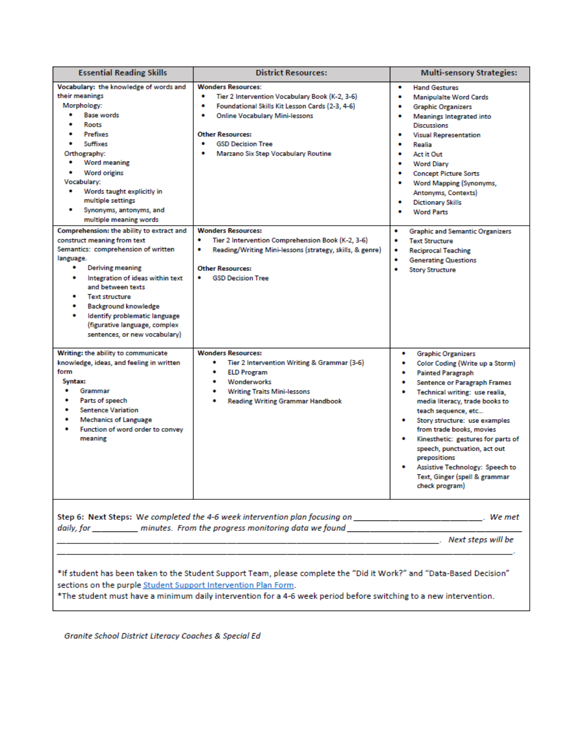| Essential Reading Skills | District Resources: | Multi-sensory Strategies: |
|---|---|---|
| **Vocabulary:** the knowledge of words and their meanings<br>Morphology:<br>• Base words<br>• Roots<br>• Prefixes<br>• Suffixes<br>Orthography:<br>• Word meaning<br>• Word origins<br>Vocabulary:<br>• Words taught explicitly in multiple settings<br>• Synonyms, antonyms, and multiple meaning words | **Wonders Resources:**<br>• Tier 2 Intervention Vocabulary Book (K-2, 3-6)<br>• Foundational Skills Kit Lesson Cards (2-3, 4-6)<br>• Online Vocabulary Mini-lessons<br><br>**Other Resources:**<br>• GSD Decision Tree<br>• Marzano Six Step Vocabulary Routine | • Hand Gestures<br>• Manipulalte Word Cards<br>• Graphic Organizers<br>• Meanings Integrated into Discussions<br>• Visual Representation<br>• Realia<br>• Act it Out<br>• Word Diary<br>• Concept Picture Sorts<br>• Word Mapping (Synonyms, Antonyms, Contexts)<br>• Dictionary Skills<br>• Word Parts |
| **Comprehension:** the ability to extract and construct meaning from text<br>Semantics: comprehension of written language.<br>• Deriving meaning<br>• Integration of ideas within text and between texts<br>• Text structure<br>• Background knowledge<br>• Identify problematic language (figurative language, complex sentences, or new vocabulary) | **Wonders Resources:**<br>• Tier 2 Intervention Comprehension Book (K-2, 3-6)<br>• Reading/Writing Mini-lessons (strategy, skills, & genre)<br><br>**Other Resources:**<br>• GSD Decision Tree | • Graphic and Semantic Organizers<br>• Text Structure<br>• Reciprocal Teaching<br>• Generating Questions<br>• Story Structure |
| **Writing:** the ability to communicate knowledge, ideas, and feeling in written form<br>**Syntax:**<br>• Grammar<br>• Parts of speech<br>• Sentence Variation<br>• Mechanics of Language<br>• Function of word order to convey meaning | **Wonders Resources:**<br>• Tier 2 Intervention Writing & Grammar (3-6)<br>• ELD Program<br>• Wonderworks<br>• Writing Traits Mini-lessons<br>• Reading Writing Grammar Handbook | • Graphic Organizers<br>• Color Coding (Write up a Storm)<br>• Painted Paragraph<br>• Sentence or Paragraph Frames<br>• Technical writing: use realia, media literacy, trade books to teach sequence, etc...<br>• Story structure: use examples from trade books, movies<br>• Kinesthetic: gestures for parts of speech, punctuation, act out prepositions<br>• Assistive Technology: Speech to Text, Ginger (spell & grammar check program) |

**Step 6: Next Steps:** *We completed the 4-6 week intervention plan focusing on ___________________________. We met daily, for __________ minutes. From the progress monitoring data we found ________________________________________ ________________________________________________________________________________. Next steps will be ______________________________________________________________________________________.*

*If student has been taken to the Student Support Team, please complete the "Did it Work?" and "Data-Based Decision" sections on the purple Student Support Intervention Plan Form.

*The student must have a minimum daily intervention for a 4-6 week period before switching to a new intervention.

*Granite School District Literacy Coaches & Special Ed*